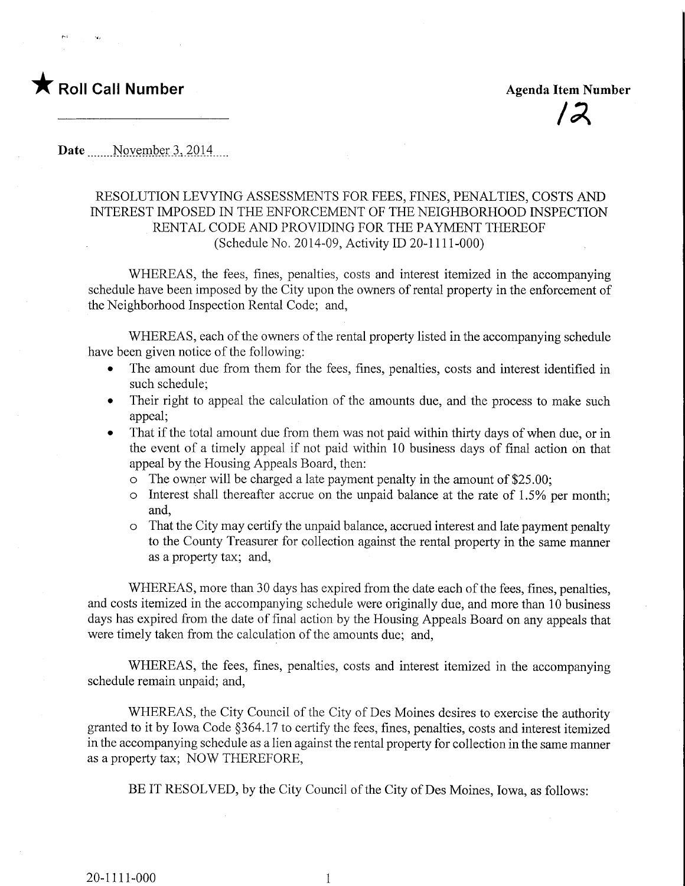★ **Roll Call Number**

**Agenda Item Number**

12

**Date** November 3, 2014

RESOLUTION LEVYING ASSESSMENTS FOR FEES, FINES, PENALTIES, COSTS AND INTEREST IMPOSED IN THE ENFORCEMENT OF THE NEIGHBORHOOD INSPECTION RENTAL CODE AND PROVIDING FOR THE PAYMENT THEREOF
(Schedule No. 2014-09, Activity ID 20-1111-000)

WHEREAS, the fees, fines, penalties, costs and interest itemized in the accompanying schedule have been imposed by the City upon the owners of rental property in the enforcement of the Neighborhood Inspection Rental Code; and,

WHEREAS, each of the owners of the rental property listed in the accompanying schedule have been given notice of the following:

- The amount due from them for the fees, fines, penalties, costs and interest identified in such schedule;
- Their right to appeal the calculation of the amounts due, and the process to make such appeal;
- That if the total amount due from them was not paid within thirty days of when due, or in the event of a timely appeal if not paid within 10 business days of final action on that appeal by the Housing Appeals Board, then:
  - The owner will be charged a late payment penalty in the amount of $25.00;
  - Interest shall thereafter accrue on the unpaid balance at the rate of 1.5% per month; and,
  - That the City may certify the unpaid balance, accrued interest and late payment penalty to the County Treasurer for collection against the rental property in the same manner as a property tax; and,

WHEREAS, more than 30 days has expired from the date each of the fees, fines, penalties, and costs itemized in the accompanying schedule were originally due, and more than 10 business days has expired from the date of final action by the Housing Appeals Board on any appeals that were timely taken from the calculation of the amounts due; and,

WHEREAS, the fees, fines, penalties, costs and interest itemized in the accompanying schedule remain unpaid; and,

WHEREAS, the City Council of the City of Des Moines desires to exercise the authority granted to it by Iowa Code §364.17 to certify the fees, fines, penalties, costs and interest itemized in the accompanying schedule as a lien against the rental property for collection in the same manner as a property tax; NOW THEREFORE,

BE IT RESOLVED, by the City Council of the City of Des Moines, Iowa, as follows:

20-1111-000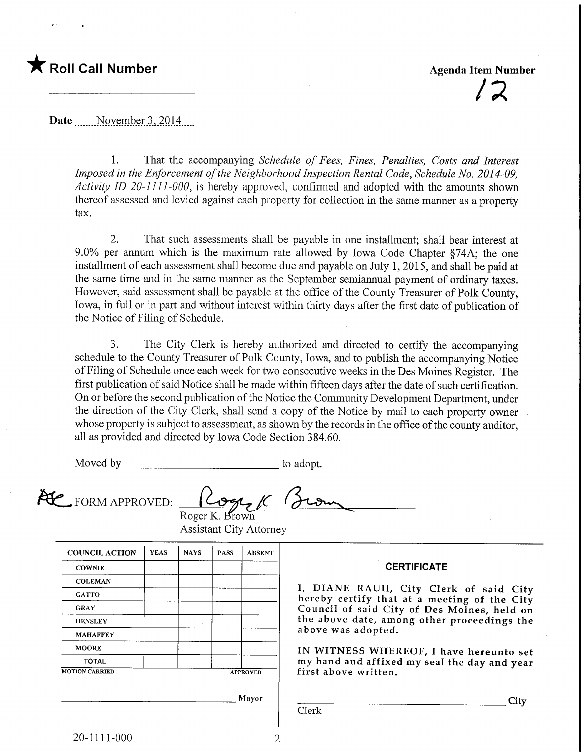★ **Roll Call Number**

**Agenda Item Number**

**12**

Date November 3, 2014

1. That the accompanying *Schedule of Fees, Fines, Penalties, Costs and Interest Imposed in the Enforcement of the Neighborhood Inspection Rental Code, Schedule No. 2014-09, Activity ID 20-1111-000*, is hereby approved, confirmed and adopted with the amounts shown thereof assessed and levied against each property for collection in the same manner as a property tax.

2. That such assessments shall be payable in one installment; shall bear interest at 9.0% per annum which is the maximum rate allowed by Iowa Code Chapter §74A; the one installment of each assessment shall become due and payable on July 1, 2015, and shall be paid at the same time and in the same manner as the September semiannual payment of ordinary taxes. However, said assessment shall be payable at the office of the County Treasurer of Polk County, Iowa, in full or in part and without interest within thirty days after the first date of publication of the Notice of Filing of Schedule.

3. The City Clerk is hereby authorized and directed to certify the accompanying schedule to the County Treasurer of Polk County, Iowa, and to publish the accompanying Notice of Filing of Schedule once each week for two consecutive weeks in the Des Moines Register. The first publication of said Notice shall be made within fifteen days after the date of such certification. On or before the second publication of the Notice the Community Development Department, under the direction of the City Clerk, shall send a copy of the Notice by mail to each property owner whose property is subject to assessment, as shown by the records in the office of the county auditor, all as provided and directed by Iowa Code Section 384.60.

Moved by ______________________ to adopt.

FORM APPROVED: Roger K. Brown
Roger K. Brown
Assistant City Attorney

| COUNCIL ACTION | YEAS | NAYS | PASS | ABSENT |
|---|---|---|---|---|
| COWNIE | | | | |
| COLEMAN | | | | |
| GATTO | | | | |
| GRAY | | | | |
| HENSLEY | | | | |
| MAHAFFEY | | | | |
| MOORE | | | | |
| TOTAL | | | | |

MOTION CARRIED APPROVED

______________________ Mayor

**CERTIFICATE**

I, DIANE RAUH, City Clerk of said City hereby certify that at a meeting of the City Council of said City of Des Moines, held on the above date, among other proceedings the above was adopted.

IN WITNESS WHEREOF, I have hereunto set my hand and affixed my seal the day and year first above written.

______________________ City Clerk

20-1111-000